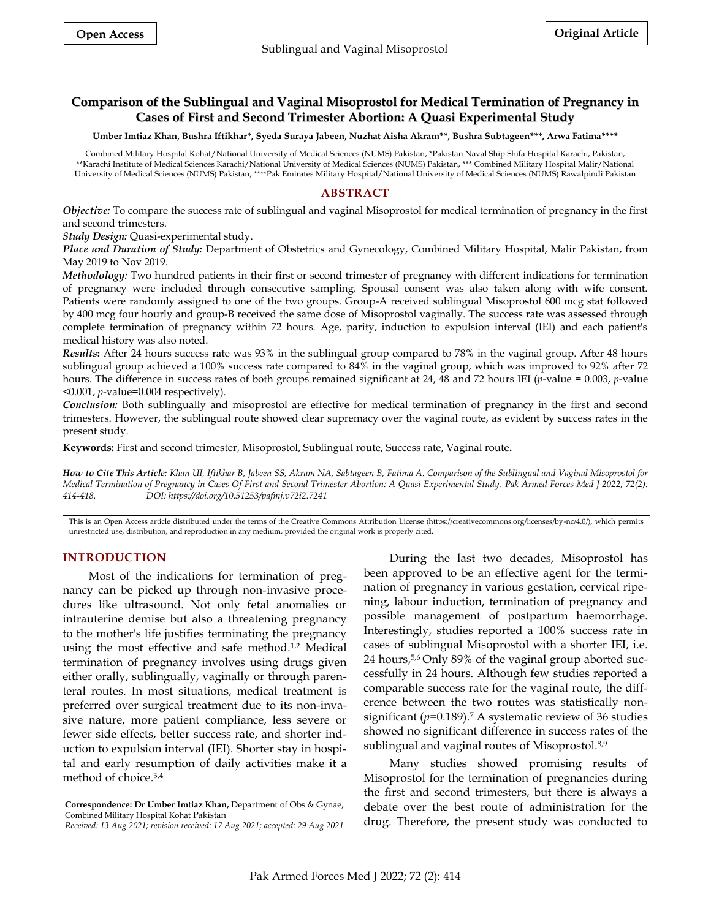Open Access

Original Article

# Comparison of the Sublingual and Vaginal Misoprostol for Medical Termination of Pregnancy in Cases of First and Second Trimester Abortion: A Quasi Experimental Study

**Umber Imtiaz Khan, Bushra Iftikhar*, Syeda Suraya Jabeen, Nuzhat Aisha Akram**, Bushra Subtageen***, Arwa Fatima******

Combined Military Hospital Kohat/National University of Medical Sciences (NUMS) Pakistan, *Pakistan Naval Ship Shifa Hospital Karachi, Pakistan, **Karachi Institute of Medical Sciences Karachi/National University of Medical Sciences (NUMS) Pakistan, *** Combined Military Hospital Malir/National University of Medical Sciences (NUMS) Pakistan, ****Pak Emirates Military Hospital/National University of Medical Sciences (NUMS) Rawalpindi Pakistan

## ABSTRACT

***Objective:*** To compare the success rate of sublingual and vaginal Misoprostol for medical termination of pregnancy in the first and second trimesters.

***Study Design:*** Quasi-experimental study.

***Place and Duration of Study:*** Department of Obstetrics and Gynecology, Combined Military Hospital, Malir Pakistan, from May 2019 to Nov 2019.

***Methodology:*** Two hundred patients in their first or second trimester of pregnancy with different indications for termination of pregnancy were included through consecutive sampling. Spousal consent was also taken along with wife consent. Patients were randomly assigned to one of the two groups. Group-A received sublingual Misoprostol 600 mcg stat followed by 400 mcg four hourly and group-B received the same dose of Misoprostol vaginally. The success rate was assessed through complete termination of pregnancy within 72 hours. Age, parity, induction to expulsion interval (IEI) and each patient's medical history was also noted.

***Results*:** After 24 hours success rate was 93% in the sublingual group compared to 78% in the vaginal group. After 48 hours sublingual group achieved a 100% success rate compared to 84% in the vaginal group, which was improved to 92% after 72 hours. The difference in success rates of both groups remained significant at 24, 48 and 72 hours IEI (*p*-value = 0.003, *p*-value <0.001, *p*-value=0.004 respectively).

***Conclusion:*** Both sublingually and misoprostol are effective for medical termination of pregnancy in the first and second trimesters. However, the sublingual route showed clear supremacy over the vaginal route, as evident by success rates in the present study.

**Keywords:** First and second trimester, Misoprostol, Sublingual route, Success rate, Vaginal route**.**

***How to Cite This Article:*** *Khan UI, Iftikhar B, Jabeen SS, Akram NA, Sabtageen B, Fatima A. Comparison of the Sublingual and Vaginal Misoprostol for Medical Termination of Pregnancy in Cases Of First and Second Trimester Abortion: A Quasi Experimental Study. Pak Armed Forces Med J 2022; 72(2): 414-418. DOI: https://doi.org/10.51253/pafmj.v72i2.7241*

This is an Open Access article distributed under the terms of the Creative Commons Attribution License (https://creativecommons.org/licenses/by-nc/4.0/), which permits unrestricted use, distribution, and reproduction in any medium, provided the original work is properly cited.

## INTRODUCTION

Most of the indications for termination of pregnancy can be picked up through non-invasive procedures like ultrasound. Not only fetal anomalies or intrauterine demise but also a threatening pregnancy to the mother's life justifies terminating the pregnancy using the most effective and safe method.[1,2] Medical termination of pregnancy involves using drugs given either orally, sublingually, vaginally or through parenteral routes. In most situations, medical treatment is preferred over surgical treatment due to its non-invasive nature, more patient compliance, less severe or fewer side effects, better success rate, and shorter induction to expulsion interval (IEI). Shorter stay in hospital and early resumption of daily activities make it a method of choice.[3,4]

During the last two decades, Misoprostol has been approved to be an effective agent for the termination of pregnancy in various gestation, cervical ripening, labour induction, termination of pregnancy and possible management of postpartum haemorrhage. Interestingly, studies reported a 100% success rate in cases of sublingual Misoprostol with a shorter IEI, i.e. 24 hours,[5,6] Only 89% of the vaginal group aborted successfully in 24 hours. Although few studies reported a comparable success rate for the vaginal route, the difference between the two routes was statistically non-significant (*p*=0.189).[7] A systematic review of 36 studies showed no significant difference in success rates of the sublingual and vaginal routes of Misoprostol.[8,9]

Many studies showed promising results of Misoprostol for the termination of pregnancies during the first and second trimesters, but there is always a debate over the best route of administration for the drug. Therefore, the present study was conducted to

**Correspondence: Dr Umber Imtiaz Khan,** Department of Obs & Gynae, Combined Military Hospital Kohat Pakistan

*Received: 13 Aug 2021; revision received: 17 Aug 2021; accepted: 29 Aug 2021*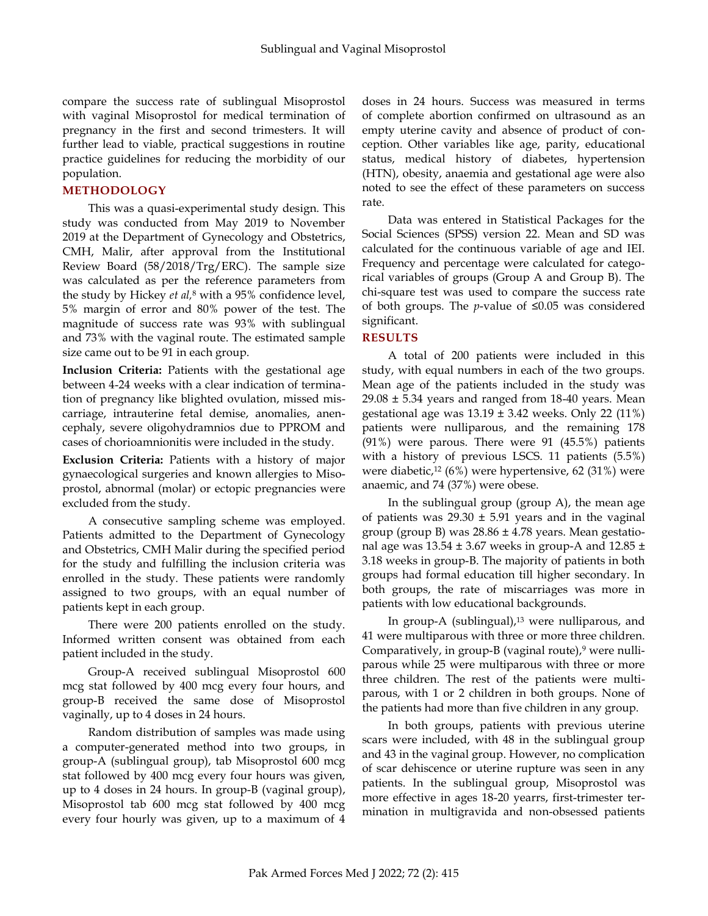compare the success rate of sublingual Misoprostol with vaginal Misoprostol for medical termination of pregnancy in the first and second trimesters. It will further lead to viable, practical suggestions in routine practice guidelines for reducing the morbidity of our population.

## METHODOLOGY

This was a quasi-experimental study design. This study was conducted from May 2019 to November 2019 at the Department of Gynecology and Obstetrics, CMH, Malir, after approval from the Institutional Review Board (58/2018/Trg/ERC). The sample size was calculated as per the reference parameters from the study by Hickey *et al*,[8] with a 95% confidence level, 5% margin of error and 80% power of the test. The magnitude of success rate was 93% with sublingual and 73% with the vaginal route. The estimated sample size came out to be 91 in each group.

**Inclusion Criteria:** Patients with the gestational age between 4-24 weeks with a clear indication of termination of pregnancy like blighted ovulation, missed miscarriage, intrauterine fetal demise, anomalies, anencephaly, severe oligohydramnios due to PPROM and cases of chorioamnionitis were included in the study.

**Exclusion Criteria:** Patients with a history of major gynaecological surgeries and known allergies to Misoprostol, abnormal (molar) or ectopic pregnancies were excluded from the study.

A consecutive sampling scheme was employed. Patients admitted to the Department of Gynecology and Obstetrics, CMH Malir during the specified period for the study and fulfilling the inclusion criteria was enrolled in the study. These patients were randomly assigned to two groups, with an equal number of patients kept in each group.

There were 200 patients enrolled on the study. Informed written consent was obtained from each patient included in the study.

Group-A received sublingual Misoprostol 600 mcg stat followed by 400 mcg every four hours, and group-B received the same dose of Misoprostol vaginally, up to 4 doses in 24 hours.

Random distribution of samples was made using a computer-generated method into two groups, in group-A (sublingual group), tab Misoprostol 600 mcg stat followed by 400 mcg every four hours was given, up to 4 doses in 24 hours. In group-B (vaginal group), Misoprostol tab 600 mcg stat followed by 400 mcg every four hourly was given, up to a maximum of 4 doses in 24 hours. Success was measured in terms of complete abortion confirmed on ultrasound as an empty uterine cavity and absence of product of conception. Other variables like age, parity, educational status, medical history of diabetes, hypertension (HTN), obesity, anaemia and gestational age were also noted to see the effect of these parameters on success rate.

Data was entered in Statistical Packages for the Social Sciences (SPSS) version 22. Mean and SD was calculated for the continuous variable of age and IEI. Frequency and percentage were calculated for categorical variables of groups (Group A and Group B). The chi-square test was used to compare the success rate of both groups. The *p*-value of ≤0.05 was considered significant.

## RESULTS

A total of 200 patients were included in this study, with equal numbers in each of the two groups. Mean age of the patients included in the study was 29.08 ± 5.34 years and ranged from 18-40 years. Mean gestational age was 13.19 ± 3.42 weeks. Only 22 (11%) patients were nulliparous, and the remaining 178 (91%) were parous. There were 91 (45.5%) patients with a history of previous LSCS. 11 patients (5.5%) were diabetic,[12] (6%) were hypertensive, 62 (31%) were anaemic, and 74 (37%) were obese.

In the sublingual group (group A), the mean age of patients was 29.30 ± 5.91 years and in the vaginal group (group B) was 28.86 ± 4.78 years. Mean gestational age was 13.54 ± 3.67 weeks in group-A and 12.85 ± 3.18 weeks in group-B. The majority of patients in both groups had formal education till higher secondary. In both groups, the rate of miscarriages was more in patients with low educational backgrounds.

In group-A (sublingual),[13] were nulliparous, and 41 were multiparous with three or more three children. Comparatively, in group-B (vaginal route),[9] were nulliparous while 25 were multiparous with three or more three children. The rest of the patients were multiparous, with 1 or 2 children in both groups. None of the patients had more than five children in any group.

In both groups, patients with previous uterine scars were included, with 48 in the sublingual group and 43 in the vaginal group. However, no complication of scar dehiscence or uterine rupture was seen in any patients. In the sublingual group, Misoprostol was more effective in ages 18-20 yearrs, first-trimester termination in multigravida and non-obsessed patients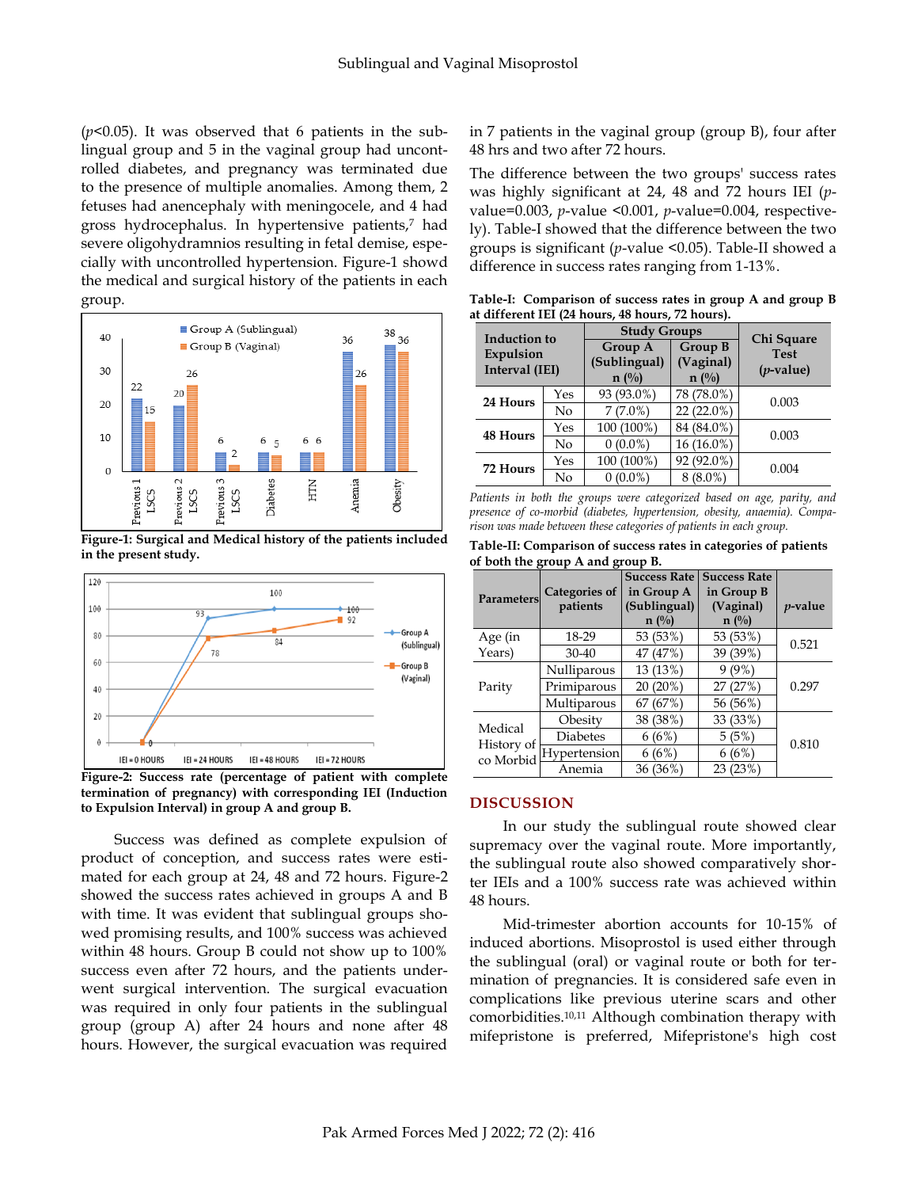(*p*<0.05). It was observed that 6 patients in the sublingual group and 5 in the vaginal group had uncontrolled diabetes, and pregnancy was terminated due to the presence of multiple anomalies. Among them, 2 fetuses had anencephaly with meningocele, and 4 had gross hydrocephalus. In hypertensive patients,[7] had severe oligohydramnios resulting in fetal demise, especially with uncontrolled hypertension. Figure-1 showd the medical and surgical history of the patients in each group.

**Figure-1: Surgical and Medical history of the patients included in the present study.**

**Figure-2: Success rate (percentage of patient with complete termination of pregnancy) with corresponding IEI (Induction to Expulsion Interval) in group A and group B.**

Success was defined as complete expulsion of product of conception, and success rates were estimated for each group at 24, 48 and 72 hours. Figure-2 showed the success rates achieved in groups A and B with time. It was evident that sublingual groups showed promising results, and 100% success was achieved within 48 hours. Group B could not show up to 100% success even after 72 hours, and the patients underwent surgical intervention. The surgical evacuation was required in only four patients in the sublingual group (group A) after 24 hours and none after 48 hours. However, the surgical evacuation was required in 7 patients in the vaginal group (group B), four after 48 hrs and two after 72 hours.

The difference between the two groups' success rates was highly significant at 24, 48 and 72 hours IEI (*p*-value=0.003, *p*-value <0.001, *p*-value=0.004, respectively). Table-I showed that the difference between the two groups is significant (*p*-value <0.05). Table-II showed a difference in success rates ranging from 1-13%.

**Table-I: Comparison of success rates in group A and group B at different IEI (24 hours, 48 hours, 72 hours).**

| Induction to Expulsion Interval (IEI) | | Study Groups | | Chi Square Test (*p*-value) |
|---|---|---|---|---|
| | | Group A (Sublingual) n (%) | Group B (Vaginal) n (%) | |
| 24 Hours | Yes | 93 (93.0%) | 78 (78.0%) | 0.003 |
| | No | 7 (7.0%) | 22 (22.0%) | |
| 48 Hours | Yes | 100 (100%) | 84 (84.0%) | 0.003 |
| | No | 0 (0.0%) | 16 (16.0%) | |
| 72 Hours | Yes | 100 (100%) | 92 (92.0%) | 0.004 |
| | No | 0 (0.0%) | 8 (8.0%) | |

*Patients in both the groups were categorized based on age, parity, and presence of co-morbid (diabetes, hypertension, obesity, anaemia). Comparison was made between these categories of patients in each group.*

**Table-II: Comparison of success rates in categories of patients of both the group A and group B.**

| Parameters | Categories of patients | Success Rate in Group A (Sublingual) n (%) | Success Rate in Group B (Vaginal) n (%) | *p*-value |
|---|---|---|---|---|
| Age (in Years) | 18-29 | 53 (53%) | 53 (53%) | 0.521 |
| | 30-40 | 47 (47%) | 39 (39%) | |
| Parity | Nulliparous | 13 (13%) | 9 (9%) | 0.297 |
| | Primiparous | 20 (20%) | 27 (27%) | |
| | Multiparous | 67 (67%) | 56 (56%) | |
| Medical History of co Morbid | Obesity | 38 (38%) | 33 (33%) | 0.810 |
| | Diabetes | 6 (6%) | 5 (5%) | |
| | Hypertension | 6 (6%) | 6 (6%) | |
| | Anemia | 36 (36%) | 23 (23%) | |

## DISCUSSION

In our study the sublingual route showed clear supremacy over the vaginal route. More importantly, the sublingual route also showed comparatively shorter IEIs and a 100% success rate was achieved within 48 hours.

Mid-trimester abortion accounts for 10-15% of induced abortions. Misoprostol is used either through the sublingual (oral) or vaginal route or both for termination of pregnancies. It is considered safe even in complications like previous uterine scars and other comorbidities.[10,11] Although combination therapy with mifepristone is preferred, Mifepristone's high cost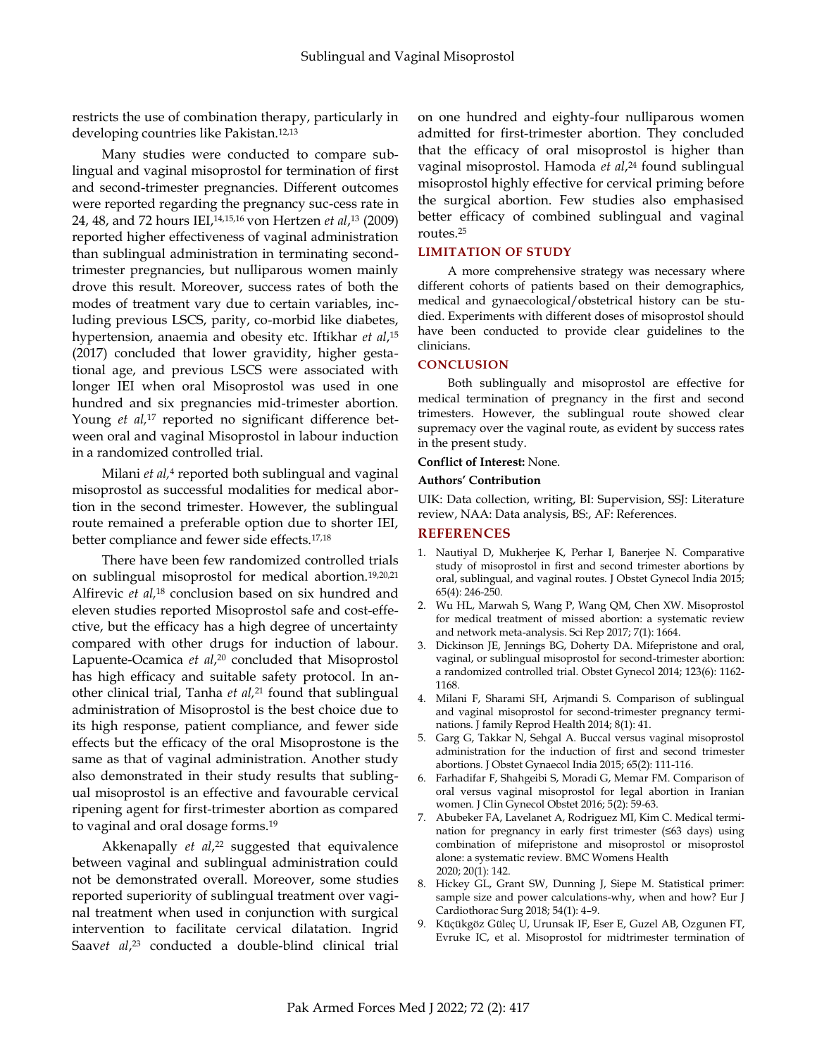restricts the use of combination therapy, particularly in developing countries like Pakistan.[12,13]

Many studies were conducted to compare sublingual and vaginal misoprostol for termination of first and second-trimester pregnancies. Different outcomes were reported regarding the pregnancy suc-cess rate in 24, 48, and 72 hours IEI,[14,15,16] von Hertzen *et al*,[13] (2009) reported higher effectiveness of vaginal administration than sublingual administration in terminating second-trimester pregnancies, but nulliparous women mainly drove this result. Moreover, success rates of both the modes of treatment vary due to certain variables, including previous LSCS, parity, co-morbid like diabetes, hypertension, anaemia and obesity etc. Iftikhar *et al*,[15] (2017) concluded that lower gravidity, higher gestational age, and previous LSCS were associated with longer IEI when oral Misoprostol was used in one hundred and six pregnancies mid-trimester abortion. Young *et al,*[17] reported no significant difference between oral and vaginal Misoprostol in labour induction in a randomized controlled trial.

Milani *et al,*[4] reported both sublingual and vaginal misoprostol as successful modalities for medical abortion in the second trimester. However, the sublingual route remained a preferable option due to shorter IEI, better compliance and fewer side effects.[17,18]

There have been few randomized controlled trials on sublingual misoprostol for medical abortion.[19,20,21] Alfirevic *et al,*[18] conclusion based on six hundred and eleven studies reported Misoprostol safe and cost-effective, but the efficacy has a high degree of uncertainty compared with other drugs for induction of labour. Lapuente-Ocamica *et al*,[20] concluded that Misoprostol has high efficacy and suitable safety protocol. In another clinical trial, Tanha *et al,*[21] found that sublingual administration of Misoprostol is the best choice due to its high response, patient compliance, and fewer side effects but the efficacy of the oral Misoprostone is the same as that of vaginal administration. Another study also demonstrated in their study results that sublingual misoprostol is an effective and favourable cervical ripening agent for first-trimester abortion as compared to vaginal and oral dosage forms.[19]

Akkenapally *et al*,[22] suggested that equivalence between vaginal and sublingual administration could not be demonstrated overall. Moreover, some studies reported superiority of sublingual treatment over vaginal treatment when used in conjunction with surgical intervention to facilitate cervical dilatation. Ingrid Saav*et al*,[23] conducted a double-blind clinical trial on one hundred and eighty-four nulliparous women admitted for first-trimester abortion. They concluded that the efficacy of oral misoprostol is higher than vaginal misoprostol. Hamoda *et al*,[24] found sublingual misoprostol highly effective for cervical priming before the surgical abortion. Few studies also emphasised better efficacy of combined sublingual and vaginal routes.[25]

## LIMITATION OF STUDY

A more comprehensive strategy was necessary where different cohorts of patients based on their demographics, medical and gynaecological/obstetrical history can be studied. Experiments with different doses of misoprostol should have been conducted to provide clear guidelines to the clinicians.

## CONCLUSION

Both sublingually and misoprostol are effective for medical termination of pregnancy in the first and second trimesters. However, the sublingual route showed clear supremacy over the vaginal route, as evident by success rates in the present study.

**Conflict of Interest:** None.

**Authors' Contribution**

UIK: Data collection, writing, BI: Supervision, SSJ: Literature review, NAA: Data analysis, BS:, AF: References.

## REFERENCES

1. Nautiyal D, Mukherjee K, Perhar I, Banerjee N. Comparative study of misoprostol in first and second trimester abortions by oral, sublingual, and vaginal routes. J Obstet Gynecol India 2015; 65(4): 246-250.
2. Wu HL, Marwah S, Wang P, Wang QM, Chen XW. Misoprostol for medical treatment of missed abortion: a systematic review and network meta-analysis. Sci Rep 2017; 7(1): 1664.
3. Dickinson JE, Jennings BG, Doherty DA. Mifepristone and oral, vaginal, or sublingual misoprostol for second-trimester abortion: a randomized controlled trial. Obstet Gynecol 2014; 123(6): 1162-1168.
4. Milani F, Sharami SH, Arjmandi S. Comparison of sublingual and vaginal misoprostol for second-trimester pregnancy terminations. J family Reprod Health 2014; 8(1): 41.
5. Garg G, Takkar N, Sehgal A. Buccal versus vaginal misoprostol administration for the induction of first and second trimester abortions. J Obstet Gynaecol India 2015; 65(2): 111-116.
6. Farhadifar F, Shahgeibi S, Moradi G, Memar FM. Comparison of oral versus vaginal misoprostol for legal abortion in Iranian women. J Clin Gynecol Obstet 2016; 5(2): 59-63.
7. Abubeker FA, Lavelanet A, Rodriguez MI, Kim C. Medical termination for pregnancy in early first trimester (≤63 days) using combination of mifepristone and misoprostol or misoprostol alone: a systematic review. BMC Womens Health 2020; 20(1): 142.
8. Hickey GL, Grant SW, Dunning J, Siepe M. Statistical primer: sample size and power calculations-why, when and how? Eur J Cardiothorac Surg 2018; 54(1): 4–9.
9. Küçükgöz Güleç U, Urunsak IF, Eser E, Guzel AB, Ozgunen FT, Evruke IC, et al. Misoprostol for midtrimester termination of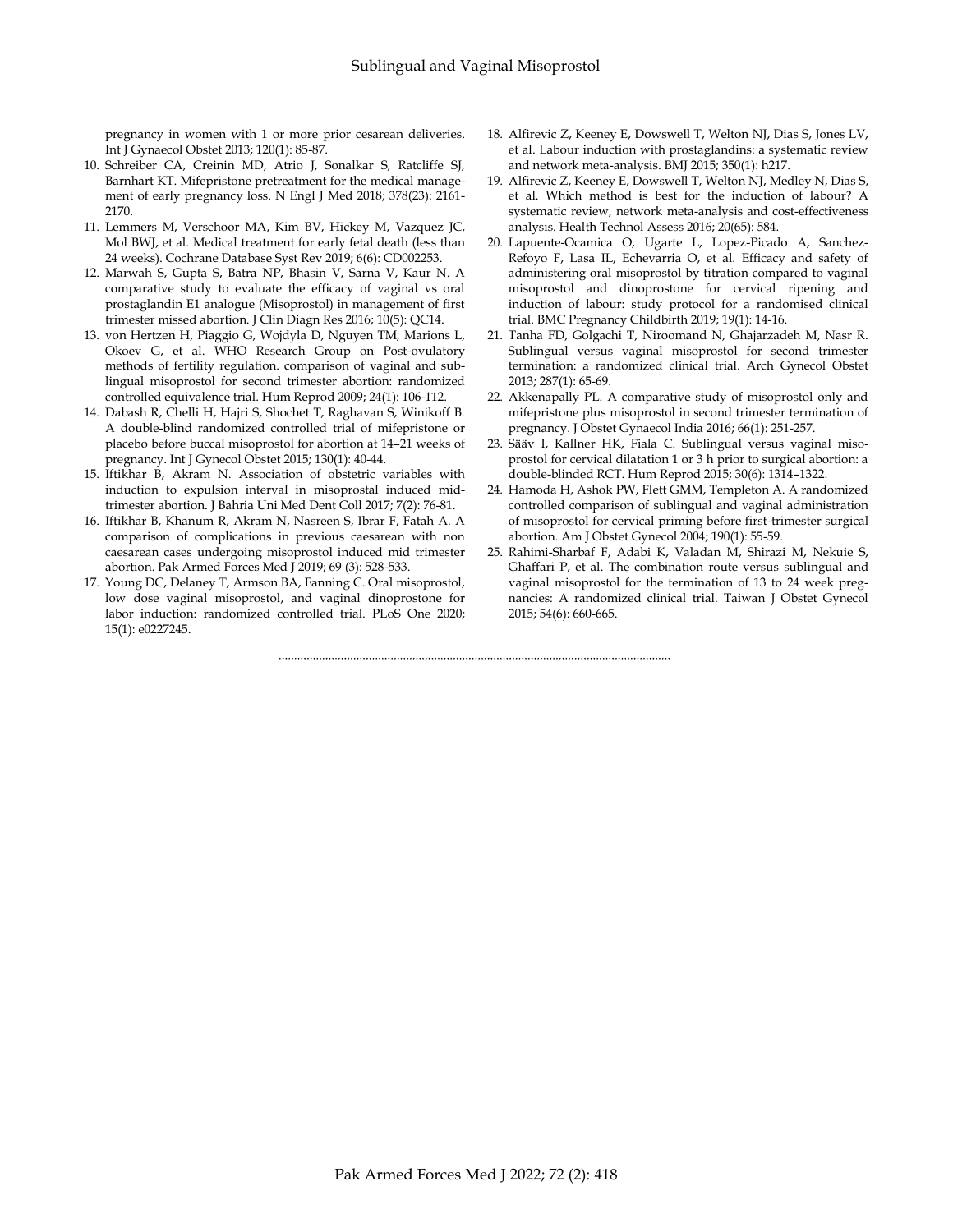pregnancy in women with 1 or more prior cesarean deliveries. Int J Gynaecol Obstet 2013; 120(1): 85-87.

10. Schreiber CA, Creinin MD, Atrio J, Sonalkar S, Ratcliffe SJ, Barnhart KT. Mifepristone pretreatment for the medical management of early pregnancy loss. N Engl J Med 2018; 378(23): 2161-2170.
11. Lemmers M, Verschoor MA, Kim BV, Hickey M, Vazquez JC, Mol BWJ, et al. Medical treatment for early fetal death (less than 24 weeks). Cochrane Database Syst Rev 2019; 6(6): CD002253.
12. Marwah S, Gupta S, Batra NP, Bhasin V, Sarna V, Kaur N. A comparative study to evaluate the efficacy of vaginal vs oral prostaglandin E1 analogue (Misoprostol) in management of first trimester missed abortion. J Clin Diagn Res 2016; 10(5): QC14.
13. von Hertzen H, Piaggio G, Wojdyla D, Nguyen TM, Marions L, Okoev G, et al. WHO Research Group on Post-ovulatory methods of fertility regulation. comparison of vaginal and sublingual misoprostol for second trimester abortion: randomized controlled equivalence trial. Hum Reprod 2009; 24(1): 106-112.
14. Dabash R, Chelli H, Hajri S, Shochet T, Raghavan S, Winikoff B. A double-blind randomized controlled trial of mifepristone or placebo before buccal misoprostol for abortion at 14–21 weeks of pregnancy. Int J Gynecol Obstet 2015; 130(1): 40-44.
15. Iftikhar B, Akram N. Association of obstetric variables with induction to expulsion interval in misoprostal induced mid-trimester abortion. J Bahria Uni Med Dent Coll 2017; 7(2): 76-81.
16. Iftikhar B, Khanum R, Akram N, Nasreen S, Ibrar F, Fatah A. A comparison of complications in previous caesarean with non caesarean cases undergoing misoprostol induced mid trimester abortion. Pak Armed Forces Med J 2019; 69 (3): 528-533.
17. Young DC, Delaney T, Armson BA, Fanning C. Oral misoprostol, low dose vaginal misoprostol, and vaginal dinoprostone for labor induction: randomized controlled trial. PLoS One 2020; 15(1): e0227245.
18. Alfirevic Z, Keeney E, Dowswell T, Welton NJ, Dias S, Jones LV, et al. Labour induction with prostaglandins: a systematic review and network meta-analysis. BMJ 2015; 350(1): h217.
19. Alfirevic Z, Keeney E, Dowswell T, Welton NJ, Medley N, Dias S, et al. Which method is best for the induction of labour? A systematic review, network meta-analysis and cost-effectiveness analysis. Health Technol Assess 2016; 20(65): 584.
20. Lapuente-Ocamica O, Ugarte L, Lopez-Picado A, Sanchez-Refoyo F, Lasa IL, Echevarria O, et al. Efficacy and safety of administering oral misoprostol by titration compared to vaginal misoprostol and dinoprostone for cervical ripening and induction of labour: study protocol for a randomised clinical trial. BMC Pregnancy Childbirth 2019; 19(1): 14-16.
21. Tanha FD, Golgachi T, Niroomand N, Ghajarzadeh M, Nasr R. Sublingual versus vaginal misoprostol for second trimester termination: a randomized clinical trial. Arch Gynecol Obstet 2013; 287(1): 65-69.
22. Akkenapally PL. A comparative study of misoprostol only and mifepristone plus misoprostol in second trimester termination of pregnancy. J Obstet Gynaecol India 2016; 66(1): 251-257.
23. Sääv I, Kallner HK, Fiala C. Sublingual versus vaginal misoprostol for cervical dilatation 1 or 3 h prior to surgical abortion: a double-blinded RCT. Hum Reprod 2015; 30(6): 1314–1322.
24. Hamoda H, Ashok PW, Flett GMM, Templeton A. A randomized controlled comparison of sublingual and vaginal administration of misoprostol for cervical priming before first-trimester surgical abortion. Am J Obstet Gynecol 2004; 190(1): 55-59.
25. Rahimi-Sharbaf F, Adabi K, Valadan M, Shirazi M, Nekuie S, Ghaffari P, et al. The combination route versus sublingual and vaginal misoprostol for the termination of 13 to 24 week pregnancies: A randomized clinical trial. Taiwan J Obstet Gynecol 2015; 54(6): 660-665.